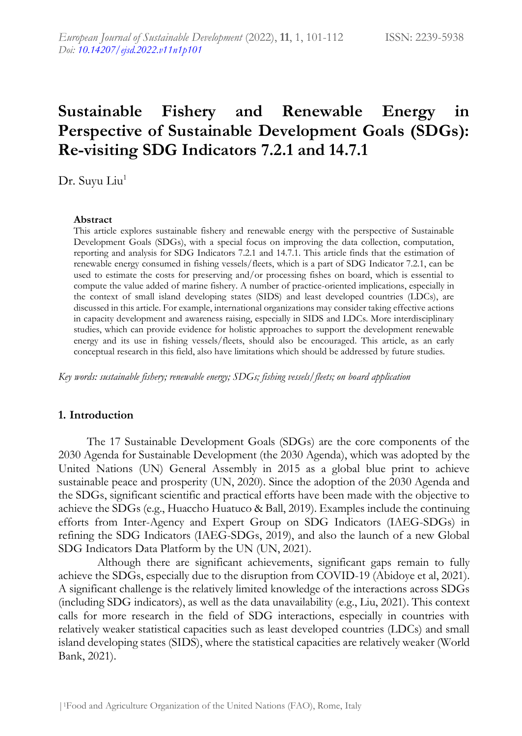# Sustainable Fishery and Renewable Energy in Perspective of Sustainable Development Goals (SDGs): Re-visiting SDG Indicators 7.2.1 and 14.7.1

Dr. Suyu Liu[1]

### Abstract

This article explores sustainable fishery and renewable energy with the perspective of Sustainable Development Goals (SDGs), with a special focus on improving the data collection, computation, reporting and analysis for SDG Indicators 7.2.1 and 14.7.1. This article finds that the estimation of renewable energy consumed in fishing vessels/fleets, which is a part of SDG Indicator 7.2.1, can be used to estimate the costs for preserving and/or processing fishes on board, which is essential to compute the value added of marine fishery. A number of practice-oriented implications, especially in the context of small island developing states (SIDS) and least developed countries (LDCs), are discussed in this article. For example, international organizations may consider taking effective actions in capacity development and awareness raising, especially in SIDS and LDCs. More interdisciplinary studies, which can provide evidence for holistic approaches to support the development renewable energy and its use in fishing vessels/fleets, should also be encouraged. This article, as an early conceptual research in this field, also have limitations which should be addressed by future studies.

*Key words: sustainable fishery; renewable energy; SDGs; fishing vessels/fleets; on board application*

## 1. Introduction

The 17 Sustainable Development Goals (SDGs) are the core components of the 2030 Agenda for Sustainable Development (the 2030 Agenda), which was adopted by the United Nations (UN) General Assembly in 2015 as a global blue print to achieve sustainable peace and prosperity (UN, 2020). Since the adoption of the 2030 Agenda and the SDGs, significant scientific and practical efforts have been made with the objective to achieve the SDGs (e.g., Huaccho Huatuco & Ball, 2019). Examples include the continuing efforts from Inter-Agency and Expert Group on SDG Indicators (IAEG-SDGs) in refining the SDG Indicators (IAEG-SDGs, 2019), and also the launch of a new Global SDG Indicators Data Platform by the UN (UN, 2021).

Although there are significant achievements, significant gaps remain to fully achieve the SDGs, especially due to the disruption from COVID-19 (Abidoye et al, 2021). A significant challenge is the relatively limited knowledge of the interactions across SDGs (including SDG indicators), as well as the data unavailability (e.g., Liu, 2021). This context calls for more research in the field of SDG interactions, especially in countries with relatively weaker statistical capacities such as least developed countries (LDCs) and small island developing states (SIDS), where the statistical capacities are relatively weaker (World Bank, 2021).

[1]Food and Agriculture Organization of the United Nations (FAO), Rome, Italy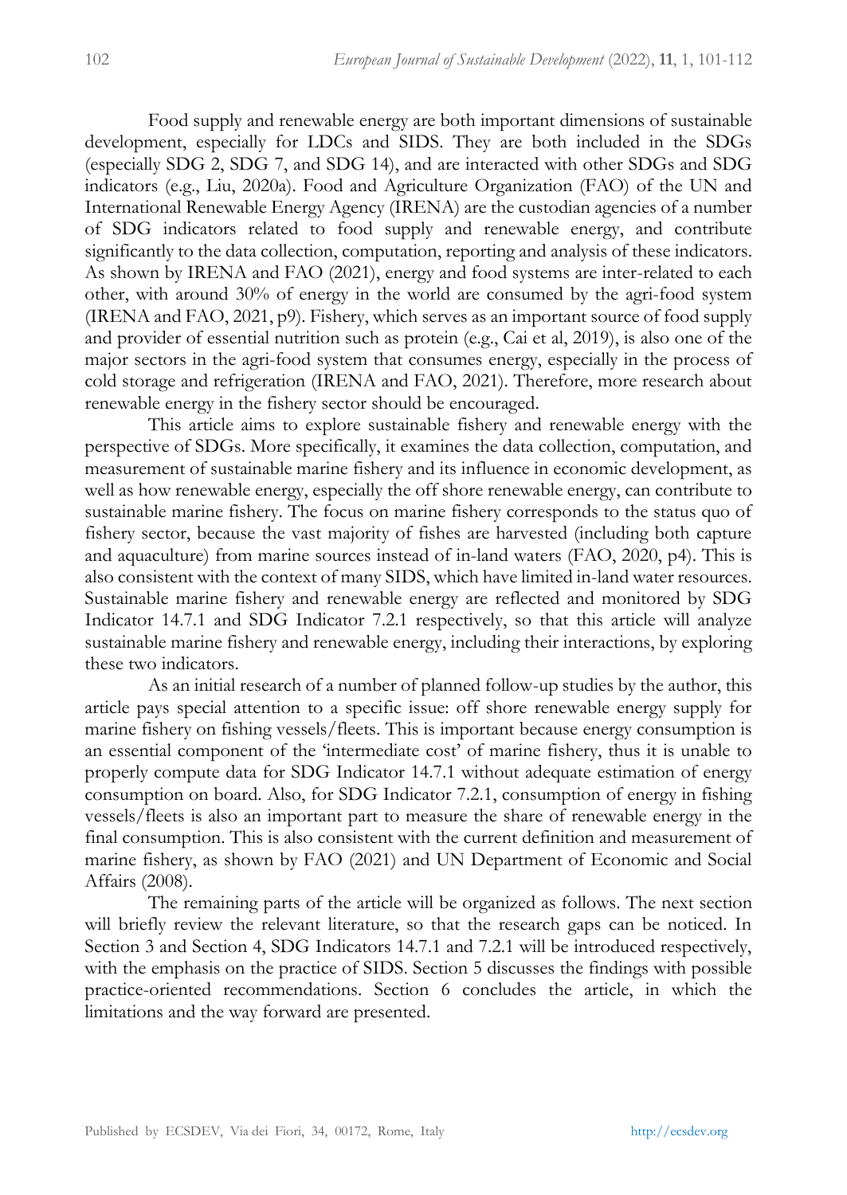Food supply and renewable energy are both important dimensions of sustainable development, especially for LDCs and SIDS. They are both included in the SDGs (especially SDG 2, SDG 7, and SDG 14), and are interacted with other SDGs and SDG indicators (e.g., Liu, 2020a). Food and Agriculture Organization (FAO) of the UN and International Renewable Energy Agency (IRENA) are the custodian agencies of a number of SDG indicators related to food supply and renewable energy, and contribute significantly to the data collection, computation, reporting and analysis of these indicators. As shown by IRENA and FAO (2021), energy and food systems are inter-related to each other, with around 30% of energy in the world are consumed by the agri-food system (IRENA and FAO, 2021, p9). Fishery, which serves as an important source of food supply and provider of essential nutrition such as protein (e.g., Cai et al, 2019), is also one of the major sectors in the agri-food system that consumes energy, especially in the process of cold storage and refrigeration (IRENA and FAO, 2021). Therefore, more research about renewable energy in the fishery sector should be encouraged.

This article aims to explore sustainable fishery and renewable energy with the perspective of SDGs. More specifically, it examines the data collection, computation, and measurement of sustainable marine fishery and its influence in economic development, as well as how renewable energy, especially the off shore renewable energy, can contribute to sustainable marine fishery. The focus on marine fishery corresponds to the status quo of fishery sector, because the vast majority of fishes are harvested (including both capture and aquaculture) from marine sources instead of in-land waters (FAO, 2020, p4). This is also consistent with the context of many SIDS, which have limited in-land water resources. Sustainable marine fishery and renewable energy are reflected and monitored by SDG Indicator 14.7.1 and SDG Indicator 7.2.1 respectively, so that this article will analyze sustainable marine fishery and renewable energy, including their interactions, by exploring these two indicators.

As an initial research of a number of planned follow-up studies by the author, this article pays special attention to a specific issue: off shore renewable energy supply for marine fishery on fishing vessels/fleets. This is important because energy consumption is an essential component of the 'intermediate cost' of marine fishery, thus it is unable to properly compute data for SDG Indicator 14.7.1 without adequate estimation of energy consumption on board. Also, for SDG Indicator 7.2.1, consumption of energy in fishing vessels/fleets is also an important part to measure the share of renewable energy in the final consumption. This is also consistent with the current definition and measurement of marine fishery, as shown by FAO (2021) and UN Department of Economic and Social Affairs (2008).

The remaining parts of the article will be organized as follows. The next section will briefly review the relevant literature, so that the research gaps can be noticed. In Section 3 and Section 4, SDG Indicators 14.7.1 and 7.2.1 will be introduced respectively, with the emphasis on the practice of SIDS. Section 5 discusses the findings with possible practice-oriented recommendations. Section 6 concludes the article, in which the limitations and the way forward are presented.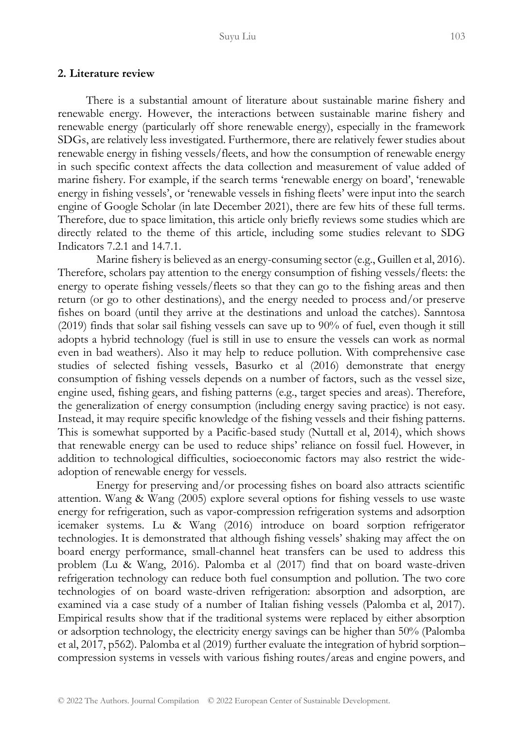## 2. Literature review

There is a substantial amount of literature about sustainable marine fishery and renewable energy. However, the interactions between sustainable marine fishery and renewable energy (particularly off shore renewable energy), especially in the framework SDGs, are relatively less investigated. Furthermore, there are relatively fewer studies about renewable energy in fishing vessels/fleets, and how the consumption of renewable energy in such specific context affects the data collection and measurement of value added of marine fishery. For example, if the search terms 'renewable energy on board', 'renewable energy in fishing vessels', or 'renewable vessels in fishing fleets' were input into the search engine of Google Scholar (in late December 2021), there are few hits of these full terms. Therefore, due to space limitation, this article only briefly reviews some studies which are directly related to the theme of this article, including some studies relevant to SDG Indicators 7.2.1 and 14.7.1.

Marine fishery is believed as an energy-consuming sector (e.g., Guillen et al, 2016). Therefore, scholars pay attention to the energy consumption of fishing vessels/fleets: the energy to operate fishing vessels/fleets so that they can go to the fishing areas and then return (or go to other destinations), and the energy needed to process and/or preserve fishes on board (until they arrive at the destinations and unload the catches). Sanntosa (2019) finds that solar sail fishing vessels can save up to 90% of fuel, even though it still adopts a hybrid technology (fuel is still in use to ensure the vessels can work as normal even in bad weathers). Also it may help to reduce pollution. With comprehensive case studies of selected fishing vessels, Basurko et al (2016) demonstrate that energy consumption of fishing vessels depends on a number of factors, such as the vessel size, engine used, fishing gears, and fishing patterns (e.g., target species and areas). Therefore, the generalization of energy consumption (including energy saving practice) is not easy. Instead, it may require specific knowledge of the fishing vessels and their fishing patterns. This is somewhat supported by a Pacific-based study (Nuttall et al, 2014), which shows that renewable energy can be used to reduce ships' reliance on fossil fuel. However, in addition to technological difficulties, socioeconomic factors may also restrict the wide-adoption of renewable energy for vessels.

Energy for preserving and/or processing fishes on board also attracts scientific attention. Wang & Wang (2005) explore several options for fishing vessels to use waste energy for refrigeration, such as vapor-compression refrigeration systems and adsorption icemaker systems. Lu & Wang (2016) introduce on board sorption refrigerator technologies. It is demonstrated that although fishing vessels' shaking may affect the on board energy performance, small-channel heat transfers can be used to address this problem (Lu & Wang, 2016). Palomba et al (2017) find that on board waste-driven refrigeration technology can reduce both fuel consumption and pollution. The two core technologies of on board waste-driven refrigeration: absorption and adsorption, are examined via a case study of a number of Italian fishing vessels (Palomba et al, 2017). Empirical results show that if the traditional systems were replaced by either absorption or adsorption technology, the electricity energy savings can be higher than 50% (Palomba et al, 2017, p562). Palomba et al (2019) further evaluate the integration of hybrid sorption–compression systems in vessels with various fishing routes/areas and engine powers, and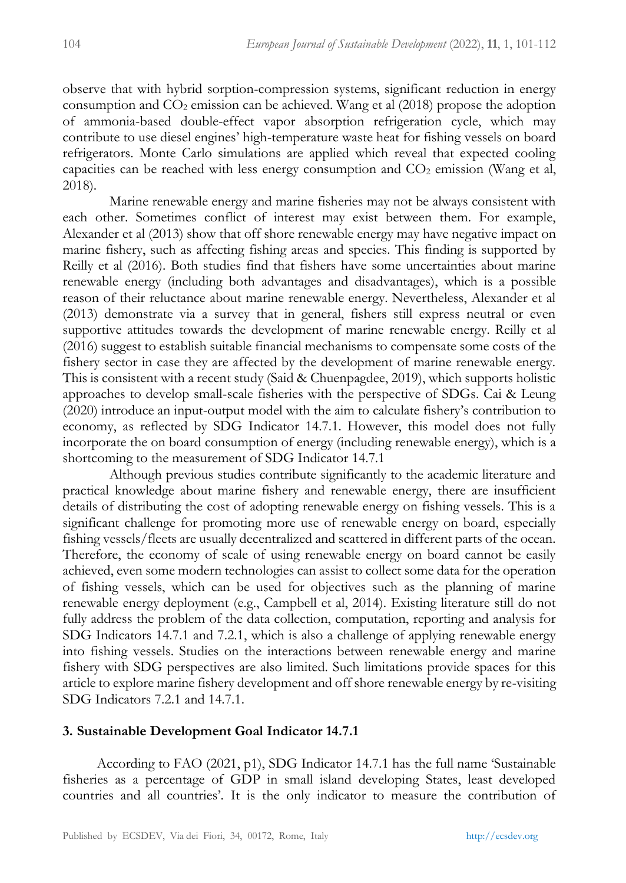observe that with hybrid sorption-compression systems, significant reduction in energy consumption and $CO_2$ emission can be achieved. Wang et al (2018) propose the adoption of ammonia-based double-effect vapor absorption refrigeration cycle, which may contribute to use diesel engines' high-temperature waste heat for fishing vessels on board refrigerators. Monte Carlo simulations are applied which reveal that expected cooling capacities can be reached with less energy consumption and $CO_2$ emission (Wang et al, 2018).

Marine renewable energy and marine fisheries may not be always consistent with each other. Sometimes conflict of interest may exist between them. For example, Alexander et al (2013) show that off shore renewable energy may have negative impact on marine fishery, such as affecting fishing areas and species. This finding is supported by Reilly et al (2016). Both studies find that fishers have some uncertainties about marine renewable energy (including both advantages and disadvantages), which is a possible reason of their reluctance about marine renewable energy. Nevertheless, Alexander et al (2013) demonstrate via a survey that in general, fishers still express neutral or even supportive attitudes towards the development of marine renewable energy. Reilly et al (2016) suggest to establish suitable financial mechanisms to compensate some costs of the fishery sector in case they are affected by the development of marine renewable energy. This is consistent with a recent study (Said & Chuenpagdee, 2019), which supports holistic approaches to develop small-scale fisheries with the perspective of SDGs. Cai & Leung (2020) introduce an input-output model with the aim to calculate fishery's contribution to economy, as reflected by SDG Indicator 14.7.1. However, this model does not fully incorporate the on board consumption of energy (including renewable energy), which is a shortcoming to the measurement of SDG Indicator 14.7.1

Although previous studies contribute significantly to the academic literature and practical knowledge about marine fishery and renewable energy, there are insufficient details of distributing the cost of adopting renewable energy on fishing vessels. This is a significant challenge for promoting more use of renewable energy on board, especially fishing vessels/fleets are usually decentralized and scattered in different parts of the ocean. Therefore, the economy of scale of using renewable energy on board cannot be easily achieved, even some modern technologies can assist to collect some data for the operation of fishing vessels, which can be used for objectives such as the planning of marine renewable energy deployment (e.g., Campbell et al, 2014). Existing literature still do not fully address the problem of the data collection, computation, reporting and analysis for SDG Indicators 14.7.1 and 7.2.1, which is also a challenge of applying renewable energy into fishing vessels. Studies on the interactions between renewable energy and marine fishery with SDG perspectives are also limited. Such limitations provide spaces for this article to explore marine fishery development and off shore renewable energy by re-visiting SDG Indicators 7.2.1 and 14.7.1.

## 3. Sustainable Development Goal Indicator 14.7.1

According to FAO (2021, p1), SDG Indicator 14.7.1 has the full name 'Sustainable fisheries as a percentage of GDP in small island developing States, least developed countries and all countries'. It is the only indicator to measure the contribution of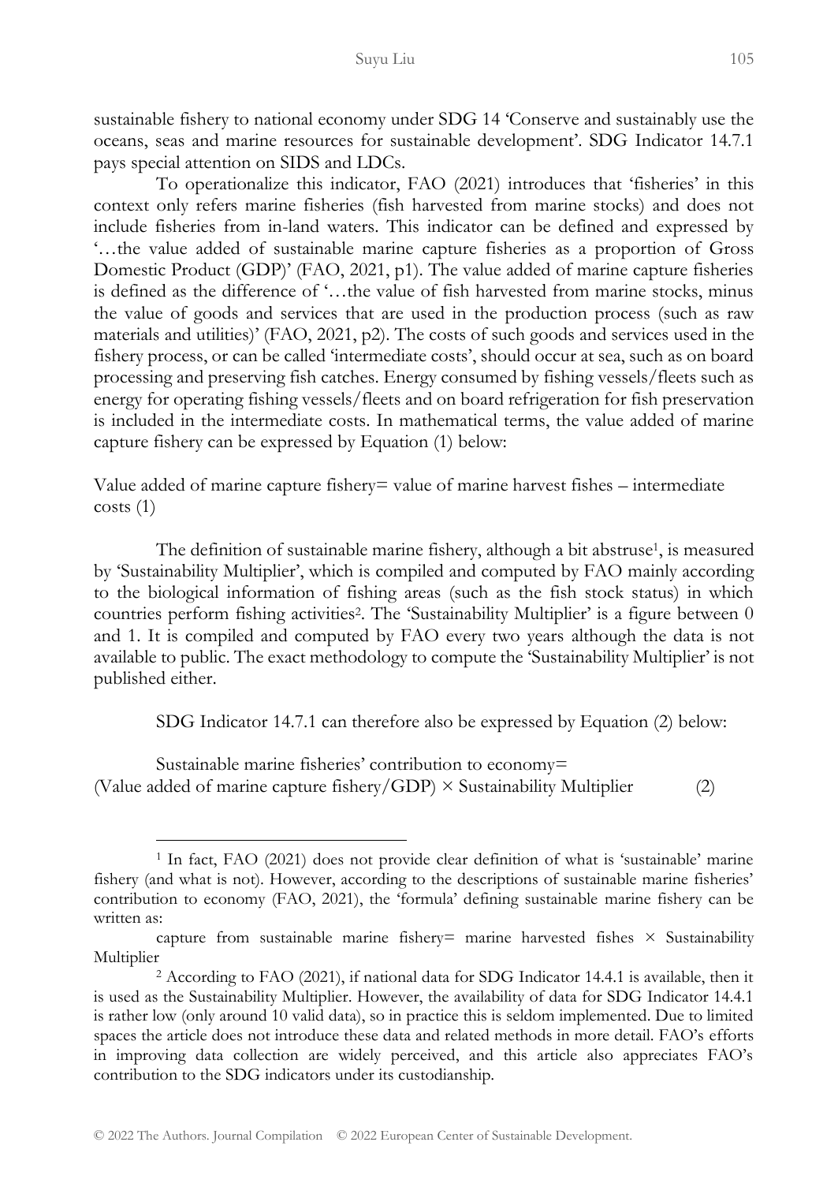sustainable fishery to national economy under SDG 14 'Conserve and sustainably use the oceans, seas and marine resources for sustainable development'. SDG Indicator 14.7.1 pays special attention on SIDS and LDCs.

To operationalize this indicator, FAO (2021) introduces that 'fisheries' in this context only refers marine fisheries (fish harvested from marine stocks) and does not include fisheries from in-land waters. This indicator can be defined and expressed by '…the value added of sustainable marine capture fisheries as a proportion of Gross Domestic Product (GDP)' (FAO, 2021, p1). The value added of marine capture fisheries is defined as the difference of '…the value of fish harvested from marine stocks, minus the value of goods and services that are used in the production process (such as raw materials and utilities)' (FAO, 2021, p2). The costs of such goods and services used in the fishery process, or can be called 'intermediate costs', should occur at sea, such as on board processing and preserving fish catches. Energy consumed by fishing vessels/fleets such as energy for operating fishing vessels/fleets and on board refrigeration for fish preservation is included in the intermediate costs. In mathematical terms, the value added of marine capture fishery can be expressed by Equation (1) below:

Value added of marine capture fishery= value of marine harvest fishes – intermediate costs (1)

The definition of sustainable marine fishery, although a bit abstruse[1], is measured by 'Sustainability Multiplier', which is compiled and computed by FAO mainly according to the biological information of fishing areas (such as the fish stock status) in which countries perform fishing activities[2]. The 'Sustainability Multiplier' is a figure between 0 and 1. It is compiled and computed by FAO every two years although the data is not available to public. The exact methodology to compute the 'Sustainability Multiplier' is not published either.

SDG Indicator 14.7.1 can therefore also be expressed by Equation (2) below:

Sustainable marine fisheries' contribution to economy= (Value added of marine capture fishery/GDP) × Sustainability Multiplier (2)

---

[1] In fact, FAO (2021) does not provide clear definition of what is 'sustainable' marine fishery (and what is not). However, according to the descriptions of sustainable marine fisheries' contribution to economy (FAO, 2021), the 'formula' defining sustainable marine fishery can be written as:

capture from sustainable marine fishery= marine harvested fishes × Sustainability Multiplier

[2] According to FAO (2021), if national data for SDG Indicator 14.4.1 is available, then it is used as the Sustainability Multiplier. However, the availability of data for SDG Indicator 14.4.1 is rather low (only around 10 valid data), so in practice this is seldom implemented. Due to limited spaces the article does not introduce these data and related methods in more detail. FAO's efforts in improving data collection are widely perceived, and this article also appreciates FAO's contribution to the SDG indicators under its custodianship.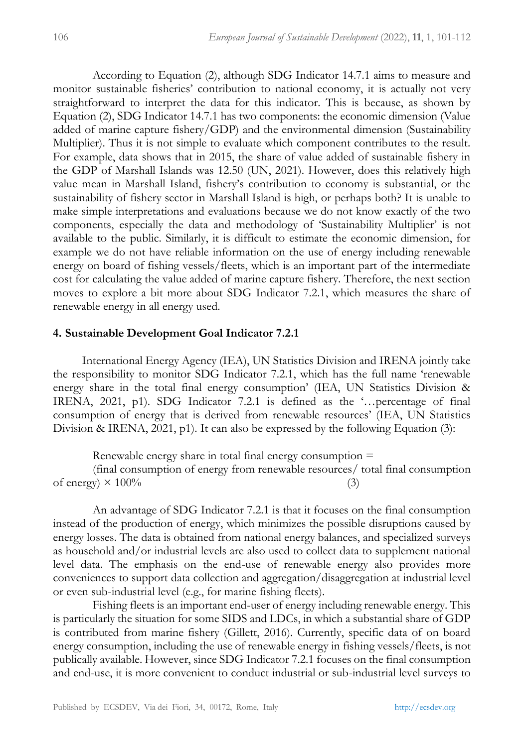According to Equation (2), although SDG Indicator 14.7.1 aims to measure and monitor sustainable fisheries' contribution to national economy, it is actually not very straightforward to interpret the data for this indicator. This is because, as shown by Equation (2), SDG Indicator 14.7.1 has two components: the economic dimension (Value added of marine capture fishery/GDP) and the environmental dimension (Sustainability Multiplier). Thus it is not simple to evaluate which component contributes to the result. For example, data shows that in 2015, the share of value added of sustainable fishery in the GDP of Marshall Islands was 12.50 (UN, 2021). However, does this relatively high value mean in Marshall Island, fishery's contribution to economy is substantial, or the sustainability of fishery sector in Marshall Island is high, or perhaps both? It is unable to make simple interpretations and evaluations because we do not know exactly of the two components, especially the data and methodology of 'Sustainability Multiplier' is not available to the public. Similarly, it is difficult to estimate the economic dimension, for example we do not have reliable information on the use of energy including renewable energy on board of fishing vessels/fleets, which is an important part of the intermediate cost for calculating the value added of marine capture fishery. Therefore, the next section moves to explore a bit more about SDG Indicator 7.2.1, which measures the share of renewable energy in all energy used.

## 4. Sustainable Development Goal Indicator 7.2.1

International Energy Agency (IEA), UN Statistics Division and IRENA jointly take the responsibility to monitor SDG Indicator 7.2.1, which has the full name 'renewable energy share in the total final energy consumption' (IEA, UN Statistics Division & IRENA, 2021, p1). SDG Indicator 7.2.1 is defined as the '…percentage of final consumption of energy that is derived from renewable resources' (IEA, UN Statistics Division & IRENA, 2021, p1). It can also be expressed by the following Equation (3):

$$\text{Renewable energy share in total final energy consumption} = (\text{final consumption of energy from renewable resources} / \text{total final consumption of energy}) \times 100\% \quad (3)$$

An advantage of SDG Indicator 7.2.1 is that it focuses on the final consumption instead of the production of energy, which minimizes the possible disruptions caused by energy losses. The data is obtained from national energy balances, and specialized surveys as household and/or industrial levels are also used to collect data to supplement national level data. The emphasis on the end-use of renewable energy also provides more conveniences to support data collection and aggregation/disaggregation at industrial level or even sub-industrial level (e.g., for marine fishing fleets).

Fishing fleets is an important end-user of energy including renewable energy. This is particularly the situation for some SIDS and LDCs, in which a substantial share of GDP is contributed from marine fishery (Gillett, 2016). Currently, specific data of on board energy consumption, including the use of renewable energy in fishing vessels/fleets, is not publically available. However, since SDG Indicator 7.2.1 focuses on the final consumption and end-use, it is more convenient to conduct industrial or sub-industrial level surveys to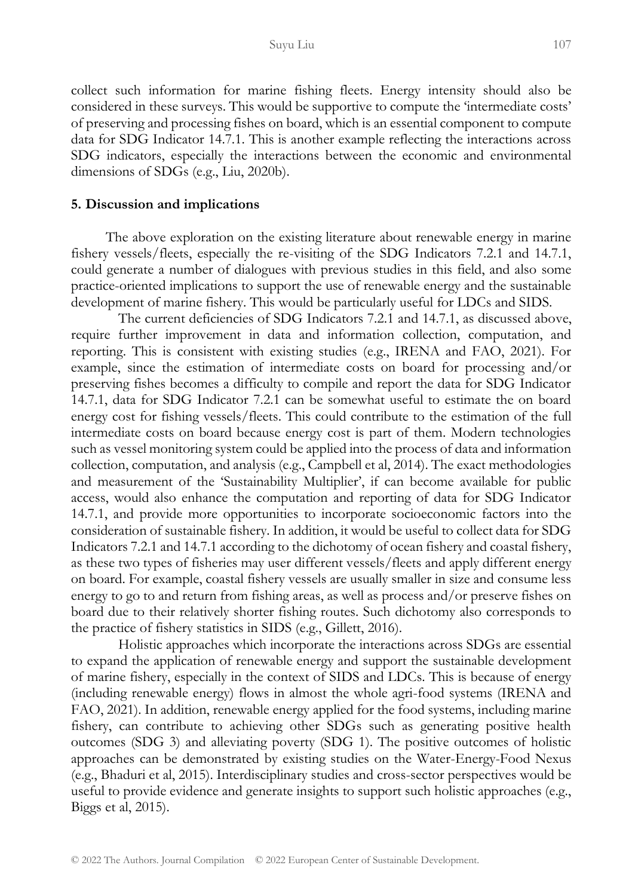collect such information for marine fishing fleets. Energy intensity should also be considered in these surveys. This would be supportive to compute the 'intermediate costs' of preserving and processing fishes on board, which is an essential component to compute data for SDG Indicator 14.7.1. This is another example reflecting the interactions across SDG indicators, especially the interactions between the economic and environmental dimensions of SDGs (e.g., Liu, 2020b).

## 5. Discussion and implications

The above exploration on the existing literature about renewable energy in marine fishery vessels/fleets, especially the re-visiting of the SDG Indicators 7.2.1 and 14.7.1, could generate a number of dialogues with previous studies in this field, and also some practice-oriented implications to support the use of renewable energy and the sustainable development of marine fishery. This would be particularly useful for LDCs and SIDS.

The current deficiencies of SDG Indicators 7.2.1 and 14.7.1, as discussed above, require further improvement in data and information collection, computation, and reporting. This is consistent with existing studies (e.g., IRENA and FAO, 2021). For example, since the estimation of intermediate costs on board for processing and/or preserving fishes becomes a difficulty to compile and report the data for SDG Indicator 14.7.1, data for SDG Indicator 7.2.1 can be somewhat useful to estimate the on board energy cost for fishing vessels/fleets. This could contribute to the estimation of the full intermediate costs on board because energy cost is part of them. Modern technologies such as vessel monitoring system could be applied into the process of data and information collection, computation, and analysis (e.g., Campbell et al, 2014). The exact methodologies and measurement of the 'Sustainability Multiplier', if can become available for public access, would also enhance the computation and reporting of data for SDG Indicator 14.7.1, and provide more opportunities to incorporate socioeconomic factors into the consideration of sustainable fishery. In addition, it would be useful to collect data for SDG Indicators 7.2.1 and 14.7.1 according to the dichotomy of ocean fishery and coastal fishery, as these two types of fisheries may user different vessels/fleets and apply different energy on board. For example, coastal fishery vessels are usually smaller in size and consume less energy to go to and return from fishing areas, as well as process and/or preserve fishes on board due to their relatively shorter fishing routes. Such dichotomy also corresponds to the practice of fishery statistics in SIDS (e.g., Gillett, 2016).

Holistic approaches which incorporate the interactions across SDGs are essential to expand the application of renewable energy and support the sustainable development of marine fishery, especially in the context of SIDS and LDCs. This is because of energy (including renewable energy) flows in almost the whole agri-food systems (IRENA and FAO, 2021). In addition, renewable energy applied for the food systems, including marine fishery, can contribute to achieving other SDGs such as generating positive health outcomes (SDG 3) and alleviating poverty (SDG 1). The positive outcomes of holistic approaches can be demonstrated by existing studies on the Water-Energy-Food Nexus (e.g., Bhaduri et al, 2015). Interdisciplinary studies and cross-sector perspectives would be useful to provide evidence and generate insights to support such holistic approaches (e.g., Biggs et al, 2015).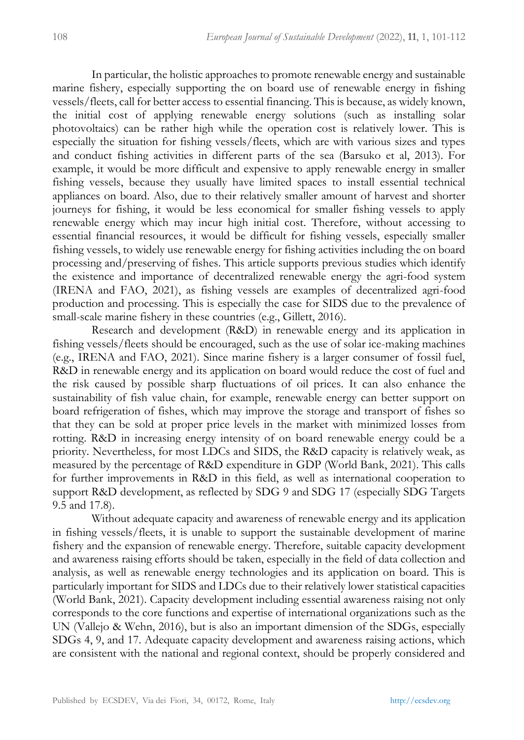In particular, the holistic approaches to promote renewable energy and sustainable marine fishery, especially supporting the on board use of renewable energy in fishing vessels/fleets, call for better access to essential financing. This is because, as widely known, the initial cost of applying renewable energy solutions (such as installing solar photovoltaics) can be rather high while the operation cost is relatively lower. This is especially the situation for fishing vessels/fleets, which are with various sizes and types and conduct fishing activities in different parts of the sea (Barsuko et al, 2013). For example, it would be more difficult and expensive to apply renewable energy in smaller fishing vessels, because they usually have limited spaces to install essential technical appliances on board. Also, due to their relatively smaller amount of harvest and shorter journeys for fishing, it would be less economical for smaller fishing vessels to apply renewable energy which may incur high initial cost. Therefore, without accessing to essential financial resources, it would be difficult for fishing vessels, especially smaller fishing vessels, to widely use renewable energy for fishing activities including the on board processing and/or preserving of fishes. This article supports previous studies which identify the existence and importance of decentralized renewable energy the agri-food system (IRENA and FAO, 2021), as fishing vessels are examples of decentralized agri-food production and processing. This is especially the case for SIDS due to the prevalence of small-scale marine fishery in these countries (e.g., Gillett, 2016).

Research and development (R&D) in renewable energy and its application in fishing vessels/fleets should be encouraged, such as the use of solar ice-making machines (e.g., IRENA and FAO, 2021). Since marine fishery is a larger consumer of fossil fuel, R&D in renewable energy and its application on board would reduce the cost of fuel and the risk caused by possible sharp fluctuations of oil prices. It can also enhance the sustainability of fish value chain, for example, renewable energy can better support on board refrigeration of fishes, which may improve the storage and transport of fishes so that they can be sold at proper price levels in the market with minimized losses from rotting. R&D in increasing energy intensity of on board renewable energy could be a priority. Nevertheless, for most LDCs and SIDS, the R&D capacity is relatively weak, as measured by the percentage of R&D expenditure in GDP (World Bank, 2021). This calls for further improvements in R&D in this field, as well as international cooperation to support R&D development, as reflected by SDG 9 and SDG 17 (especially SDG Targets 9.5 and 17.8).

Without adequate capacity and awareness of renewable energy and its application in fishing vessels/fleets, it is unable to support the sustainable development of marine fishery and the expansion of renewable energy. Therefore, suitable capacity development and awareness raising efforts should be taken, especially in the field of data collection and analysis, as well as renewable energy technologies and its application on board. This is particularly important for SIDS and LDCs due to their relatively lower statistical capacities (World Bank, 2021). Capacity development including essential awareness raising not only corresponds to the core functions and expertise of international organizations such as the UN (Vallejo & Wehn, 2016), but is also an important dimension of the SDGs, especially SDGs 4, 9, and 17. Adequate capacity development and awareness raising actions, which are consistent with the national and regional context, should be properly considered and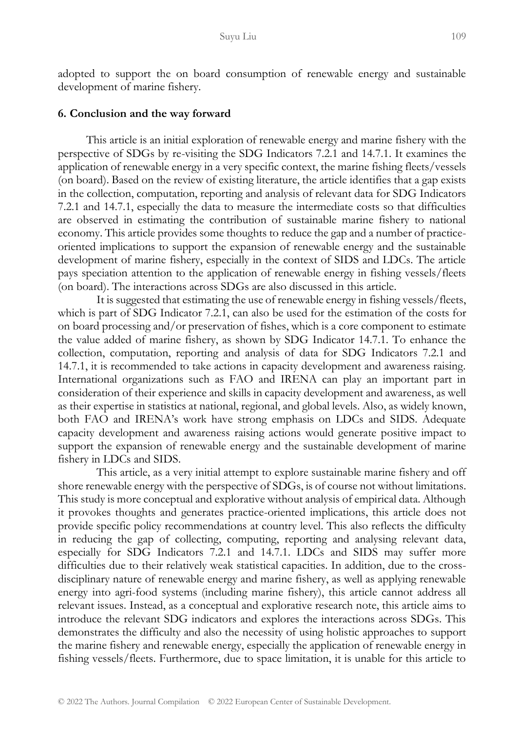adopted to support the on board consumption of renewable energy and sustainable development of marine fishery.

## 6. Conclusion and the way forward

This article is an initial exploration of renewable energy and marine fishery with the perspective of SDGs by re-visiting the SDG Indicators 7.2.1 and 14.7.1. It examines the application of renewable energy in a very specific context, the marine fishing fleets/vessels (on board). Based on the review of existing literature, the article identifies that a gap exists in the collection, computation, reporting and analysis of relevant data for SDG Indicators 7.2.1 and 14.7.1, especially the data to measure the intermediate costs so that difficulties are observed in estimating the contribution of sustainable marine fishery to national economy. This article provides some thoughts to reduce the gap and a number of practice-oriented implications to support the expansion of renewable energy and the sustainable development of marine fishery, especially in the context of SIDS and LDCs. The article pays speciation attention to the application of renewable energy in fishing vessels/fleets (on board). The interactions across SDGs are also discussed in this article.

It is suggested that estimating the use of renewable energy in fishing vessels/fleets, which is part of SDG Indicator 7.2.1, can also be used for the estimation of the costs for on board processing and/or preservation of fishes, which is a core component to estimate the value added of marine fishery, as shown by SDG Indicator 14.7.1. To enhance the collection, computation, reporting and analysis of data for SDG Indicators 7.2.1 and 14.7.1, it is recommended to take actions in capacity development and awareness raising. International organizations such as FAO and IRENA can play an important part in consideration of their experience and skills in capacity development and awareness, as well as their expertise in statistics at national, regional, and global levels. Also, as widely known, both FAO and IRENA's work have strong emphasis on LDCs and SIDS. Adequate capacity development and awareness raising actions would generate positive impact to support the expansion of renewable energy and the sustainable development of marine fishery in LDCs and SIDS.

This article, as a very initial attempt to explore sustainable marine fishery and off shore renewable energy with the perspective of SDGs, is of course not without limitations. This study is more conceptual and explorative without analysis of empirical data. Although it provokes thoughts and generates practice-oriented implications, this article does not provide specific policy recommendations at country level. This also reflects the difficulty in reducing the gap of collecting, computing, reporting and analysing relevant data, especially for SDG Indicators 7.2.1 and 14.7.1. LDCs and SIDS may suffer more difficulties due to their relatively weak statistical capacities. In addition, due to the cross-disciplinary nature of renewable energy and marine fishery, as well as applying renewable energy into agri-food systems (including marine fishery), this article cannot address all relevant issues. Instead, as a conceptual and explorative research note, this article aims to introduce the relevant SDG indicators and explores the interactions across SDGs. This demonstrates the difficulty and also the necessity of using holistic approaches to support the marine fishery and renewable energy, especially the application of renewable energy in fishing vessels/fleets. Furthermore, due to space limitation, it is unable for this article to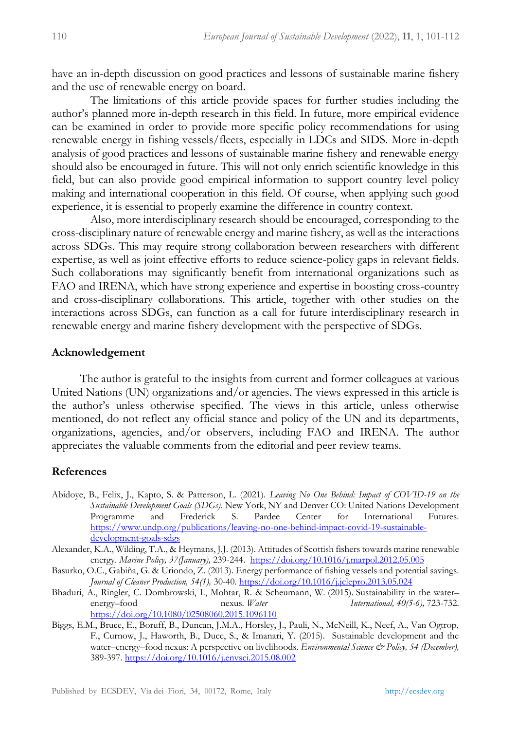have an in-depth discussion on good practices and lessons of sustainable marine fishery and the use of renewable energy on board.

The limitations of this article provide spaces for further studies including the author's planned more in-depth research in this field. In future, more empirical evidence can be examined in order to provide more specific policy recommendations for using renewable energy in fishing vessels/fleets, especially in LDCs and SIDS. More in-depth analysis of good practices and lessons of sustainable marine fishery and renewable energy should also be encouraged in future. This will not only enrich scientific knowledge in this field, but can also provide good empirical information to support country level policy making and international cooperation in this field. Of course, when applying such good experience, it is essential to properly examine the difference in country context.

Also, more interdisciplinary research should be encouraged, corresponding to the cross-disciplinary nature of renewable energy and marine fishery, as well as the interactions across SDGs. This may require strong collaboration between researchers with different expertise, as well as joint effective efforts to reduce science-policy gaps in relevant fields. Such collaborations may significantly benefit from international organizations such as FAO and IRENA, which have strong experience and expertise in boosting cross-country and cross-disciplinary collaborations. This article, together with other studies on the interactions across SDGs, can function as a call for future interdisciplinary research in renewable energy and marine fishery development with the perspective of SDGs.

## Acknowledgement

The author is grateful to the insights from current and former colleagues at various United Nations (UN) organizations and/or agencies. The views expressed in this article is the author's unless otherwise specified. The views in this article, unless otherwise mentioned, do not reflect any official stance and policy of the UN and its departments, organizations, agencies, and/or observers, including FAO and IRENA. The author appreciates the valuable comments from the editorial and peer review teams.

## References

Abidoye, B., Felix, J., Kapto, S. & Patterson, L. (2021). *Leaving No One Behind: Impact of COVID-19 on the Sustainable Development Goals (SDGs).* New York, NY and Denver CO: United Nations Development Programme and Frederick S. Pardee Center for International Futures. https://www.undp.org/publications/leaving-no-one-behind-impact-covid-19-sustainable-development-goals-sdgs

Alexander, K.A., Wilding, T.A., & Heymans, J.J. (2013). Attitudes of Scottish fishers towards marine renewable energy. *Marine Policy, 37(January),* 239-244. https://doi.org/10.1016/j.marpol.2012.05.005

Basurko, O.C., Gabiña, G. & Uriondo, Z. (2013). Energy performance of fishing vessels and potential savings. *Journal of Cleaner Production, 54(1),* 30-40. https://doi.org/10.1016/j.jclepro.2013.05.024

Bhaduri, A., Ringler, C. Dombrowski, I., Mohtar, R. & Scheumann, W. (2015). Sustainability in the water–energy–food nexus. *Water International, 40(5-6),* 723-732. https://doi.org/10.1080/02508060.2015.1096110

Biggs, E.M., Bruce, E., Boruff, B., Duncan, J.M.A., Horsley, J., Pauli, N., McNeill, K., Neef, A., Van Ogtrop, F., Curnow, J., Haworth, B., Duce, S., & Imanari, Y. (2015). Sustainable development and the water–energy–food nexus: A perspective on livelihoods. *Environmental Science & Policy, 54 (December),* 389-397. https://doi.org/10.1016/j.envsci.2015.08.002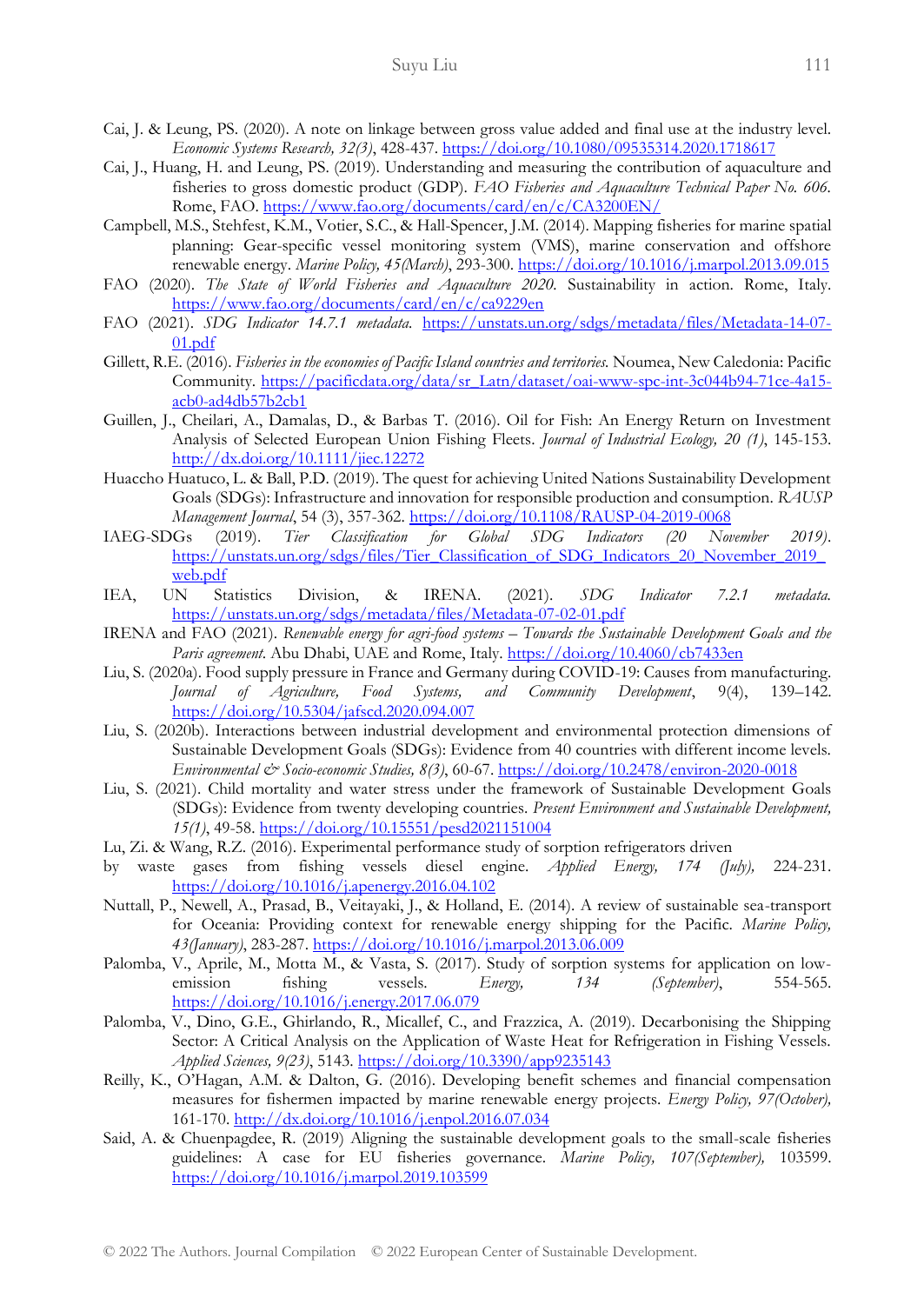Cai, J. & Leung, PS. (2020). A note on linkage between gross value added and final use at the industry level. *Economic Systems Research, 32(3)*, 428-437. https://doi.org/10.1080/09535314.2020.1718617

Cai, J., Huang, H. and Leung, PS. (2019). Understanding and measuring the contribution of aquaculture and fisheries to gross domestic product (GDP). *FAO Fisheries and Aquaculture Technical Paper No. 606*. Rome, FAO. https://www.fao.org/documents/card/en/c/CA3200EN/

Campbell, M.S., Stehfest, K.M., Votier, S.C., & Hall-Spencer, J.M. (2014). Mapping fisheries for marine spatial planning: Gear-specific vessel monitoring system (VMS), marine conservation and offshore renewable energy. *Marine Policy, 45(March)*, 293-300. https://doi.org/10.1016/j.marpol.2013.09.015

FAO (2020). *The State of World Fisheries and Aquaculture 2020*. Sustainability in action. Rome, Italy. https://www.fao.org/documents/card/en/c/ca9229en

FAO (2021). *SDG Indicator 14.7.1 metadata.* https://unstats.un.org/sdgs/metadata/files/Metadata-14-07-01.pdf

Gillett, R.E. (2016). *Fisheries in the economies of Pacific Island countries and territories.* Noumea, New Caledonia: Pacific Community. https://pacificdata.org/data/sr_Latn/dataset/oai-www-spc-int-3c044b94-71ce-4a15-acb0-ad4db57b2cb1

Guillen, J., Cheilari, A., Damalas, D., & Barbas T. (2016). Oil for Fish: An Energy Return on Investment Analysis of Selected European Union Fishing Fleets. *Journal of Industrial Ecology, 20 (1)*, 145-153. http://dx.doi.org/10.1111/jiec.12272

Huaccho Huatuco, L. & Ball, P.D. (2019). The quest for achieving United Nations Sustainability Development Goals (SDGs): Infrastructure and innovation for responsible production and consumption. *RAUSP Management Journal*, 54 (3), 357-362. https://doi.org/10.1108/RAUSP-04-2019-0068

IAEG-SDGs (2019). *Tier Classification for Global SDG Indicators (20 November 2019)*. https://unstats.un.org/sdgs/files/Tier_Classification_of_SDG_Indicators_20_November_2019_web.pdf

IEA, UN Statistics Division, & IRENA. (2021). *SDG Indicator 7.2.1 metadata.* https://unstats.un.org/sdgs/metadata/files/Metadata-07-02-01.pdf

IRENA and FAO (2021). *Renewable energy for agri-food systems – Towards the Sustainable Development Goals and the Paris agreement*. Abu Dhabi, UAE and Rome, Italy. https://doi.org/10.4060/cb7433en

Liu, S. (2020a). Food supply pressure in France and Germany during COVID-19: Causes from manufacturing. *Journal of Agriculture, Food Systems, and Community Development*, 9(4), 139–142. https://doi.org/10.5304/jafscd.2020.094.007

Liu, S. (2020b). Interactions between industrial development and environmental protection dimensions of Sustainable Development Goals (SDGs): Evidence from 40 countries with different income levels. *Environmental & Socio-economic Studies, 8(3)*, 60-67. https://doi.org/10.2478/environ-2020-0018

Liu, S. (2021). Child mortality and water stress under the framework of Sustainable Development Goals (SDGs): Evidence from twenty developing countries. *Present Environment and Sustainable Development, 15(1)*, 49-58. https://doi.org/10.15551/pesd2021151004

Lu, Zi. & Wang, R.Z. (2016). Experimental performance study of sorption refrigerators driven by waste gases from fishing vessels diesel engine. *Applied Energy, 174 (July),* 224-231. https://doi.org/10.1016/j.apenergy.2016.04.102

Nuttall, P., Newell, A., Prasad, B., Veitayaki, J., & Holland, E. (2014). A review of sustainable sea-transport for Oceania: Providing context for renewable energy shipping for the Pacific. *Marine Policy, 43(January)*, 283-287. https://doi.org/10.1016/j.marpol.2013.06.009

Palomba, V., Aprile, M., Motta M., & Vasta, S. (2017). Study of sorption systems for application on low-emission fishing vessels. *Energy, 134 (September)*, 554-565. https://doi.org/10.1016/j.energy.2017.06.079

Palomba, V., Dino, G.E., Ghirlando, R., Micallef, C., and Frazzica, A. (2019). Decarbonising the Shipping Sector: A Critical Analysis on the Application of Waste Heat for Refrigeration in Fishing Vessels. *Applied Sciences, 9(23)*, 5143. https://doi.org/10.3390/app9235143

Reilly, K., O'Hagan, A.M. & Dalton, G. (2016). Developing benefit schemes and financial compensation measures for fishermen impacted by marine renewable energy projects. *Energy Policy, 97(October),* 161-170. http://dx.doi.org/10.1016/j.enpol.2016.07.034

Said, A. & Chuenpagdee, R. (2019) Aligning the sustainable development goals to the small-scale fisheries guidelines: A case for EU fisheries governance. *Marine Policy, 107(September),* 103599. https://doi.org/10.1016/j.marpol.2019.103599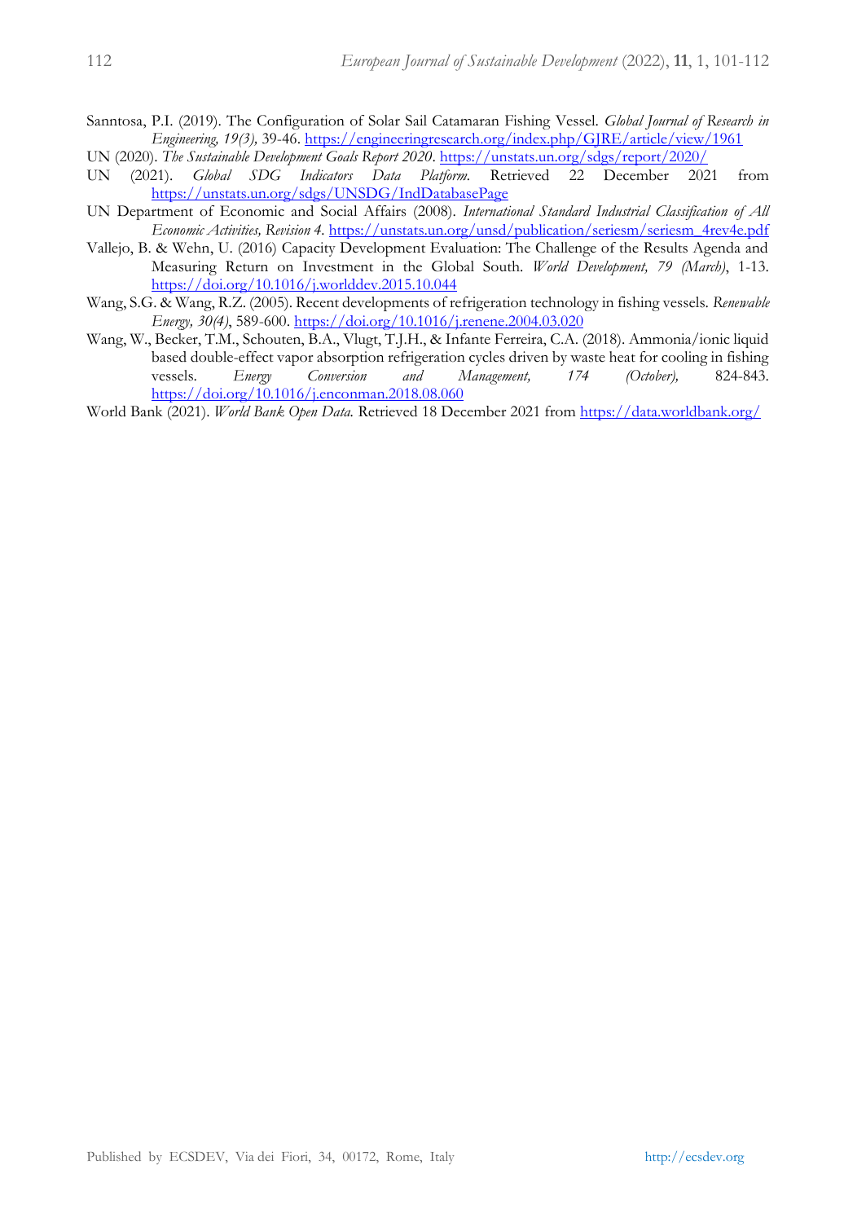Sanntosa, P.I. (2019). The Configuration of Solar Sail Catamaran Fishing Vessel. *Global Journal of Research in Engineering, 19(3),* 39-46. https://engineeringresearch.org/index.php/GJRE/article/view/1961

UN (2020). *The Sustainable Development Goals Report 2020*. https://unstats.un.org/sdgs/report/2020/

UN (2021). *Global SDG Indicators Data Platform.* Retrieved 22 December 2021 from https://unstats.un.org/sdgs/UNSDG/IndDatabasePage

UN Department of Economic and Social Affairs (2008). *International Standard Industrial Classification of All Economic Activities, Revision 4.* https://unstats.un.org/unsd/publication/seriesm/seriesm_4rev4e.pdf

Vallejo, B. & Wehn, U. (2016) Capacity Development Evaluation: The Challenge of the Results Agenda and Measuring Return on Investment in the Global South. *World Development, 79 (March)*, 1-13. https://doi.org/10.1016/j.worlddev.2015.10.044

Wang, S.G. & Wang, R.Z. (2005). Recent developments of refrigeration technology in fishing vessels. *Renewable Energy, 30(4)*, 589-600. https://doi.org/10.1016/j.renene.2004.03.020

Wang, W., Becker, T.M., Schouten, B.A., Vlugt, T.J.H., & Infante Ferreira, C.A. (2018). Ammonia/ionic liquid based double-effect vapor absorption refrigeration cycles driven by waste heat for cooling in fishing vessels. *Energy Conversion and Management, 174 (October),* 824-843. https://doi.org/10.1016/j.enconman.2018.08.060

World Bank (2021). *World Bank Open Data.* Retrieved 18 December 2021 from https://data.worldbank.org/